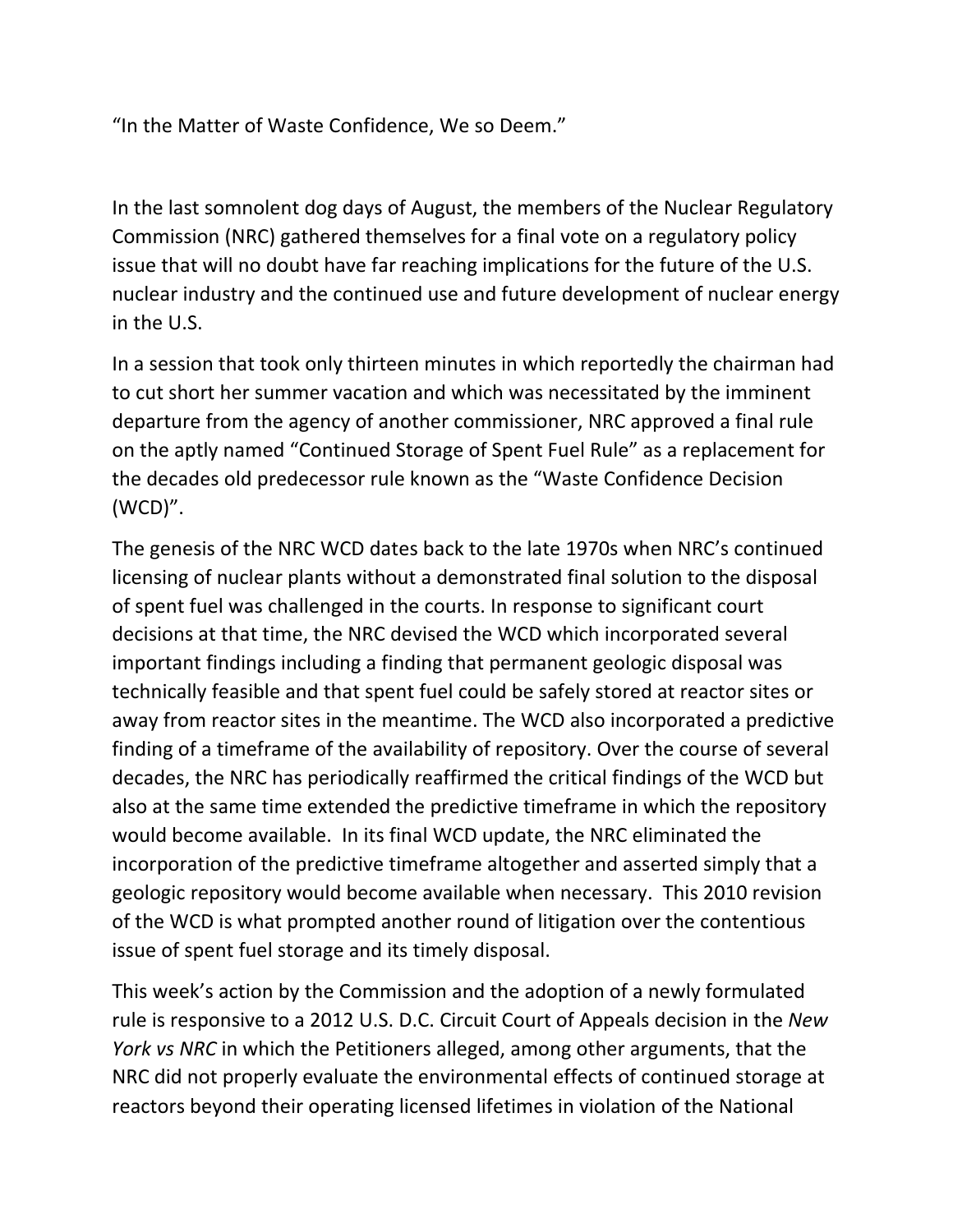“In the Matter of Waste Confidence, We so Deem.”

In the last somnolent dog days of August, the members of the Nuclear Regulatory Commission (NRC) gathered themselves for a final vote on a regulatory policy issue that will no doubt have far reaching implications for the future of the U.S. nuclear industry and the continued use and future development of nuclear energy in the U.S.

In a session that took only thirteen minutes in which reportedly the chairman had to cut short her summer vacation and which was necessitated by the imminent departure from the agency of another commissioner, NRC approved a final rule on the aptly named “Continued Storage of Spent Fuel Rule” as a replacement for the decades old predecessor rule known as the “Waste Confidence Decision (WCD)”.

The genesis of the NRC WCD dates back to the late 1970s when NRC’s continued licensing of nuclear plants without a demonstrated final solution to the disposal of spent fuel was challenged in the courts. In response to significant court decisions at that time, the NRC devised the WCD which incorporated several important findings including a finding that permanent geologic disposal was technically feasible and that spent fuel could be safely stored at reactor sites or away from reactor sites in the meantime. The WCD also incorporated a predictive finding of a timeframe of the availability of repository. Over the course of several decades, the NRC has periodically reaffirmed the critical findings of the WCD but also at the same time extended the predictive timeframe in which the repository would become available. In its final WCD update, the NRC eliminated the incorporation of the predictive timeframe altogether and asserted simply that a geologic repository would become available when necessary. This 2010 revision of the WCD is what prompted another round of litigation over the contentious issue of spent fuel storage and its timely disposal.

This week’s action by the Commission and the adoption of a newly formulated rule is responsive to a 2012 U.S. D.C. Circuit Court of Appeals decision in the *New York vs NRC* in which the Petitioners alleged, among other arguments, that the NRC did not properly evaluate the environmental effects of continued storage at reactors beyond their operating licensed lifetimes in violation of the National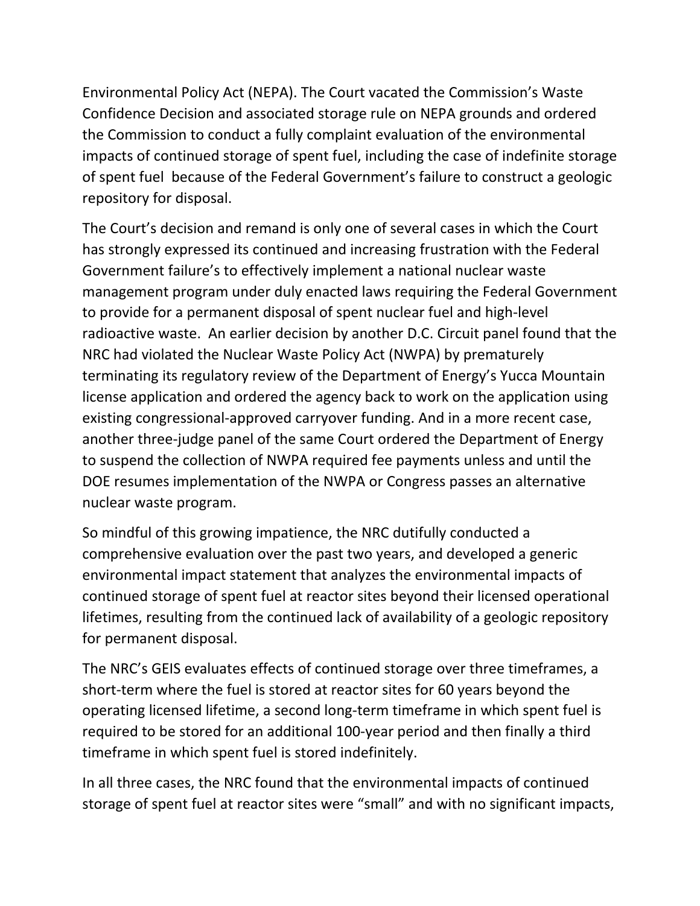Environmental Policy Act (NEPA). The Court vacated the Commission's Waste Confidence Decision and associated storage rule on NEPA grounds and ordered the Commission to conduct a fully complaint evaluation of the environmental impacts of continued storage of spent fuel, including the case of indefinite storage of spent fuel because of the Federal Government's failure to construct a geologic repository for disposal.

The Court's decision and remand is only one of several cases in which the Court has strongly expressed its continued and increasing frustration with the Federal Government failure's to effectively implement a national nuclear waste management program under duly enacted laws requiring the Federal Government to provide for a permanent disposal of spent nuclear fuel and high-level radioactive waste. An earlier decision by another D.C. Circuit panel found that the NRC had violated the Nuclear Waste Policy Act (NWPA) by prematurely terminating its regulatory review of the Department of Energy's Yucca Mountain license application and ordered the agency back to work on the application using existing congressional-approved carryover funding. And in a more recent case, another three-judge panel of the same Court ordered the Department of Energy to suspend the collection of NWPA required fee payments unless and until the DOE resumes implementation of the NWPA or Congress passes an alternative nuclear waste program.

So mindful of this growing impatience, the NRC dutifully conducted a comprehensive evaluation over the past two years, and developed a generic environmental impact statement that analyzes the environmental impacts of continued storage of spent fuel at reactor sites beyond their licensed operational lifetimes, resulting from the continued lack of availability of a geologic repository for permanent disposal.

The NRC's GEIS evaluates effects of continued storage over three timeframes, a short-term where the fuel is stored at reactor sites for 60 years beyond the operating licensed lifetime, a second long-term timeframe in which spent fuel is required to be stored for an additional 100-year period and then finally a third timeframe in which spent fuel is stored indefinitely.

In all three cases, the NRC found that the environmental impacts of continued storage of spent fuel at reactor sites were "small" and with no significant impacts,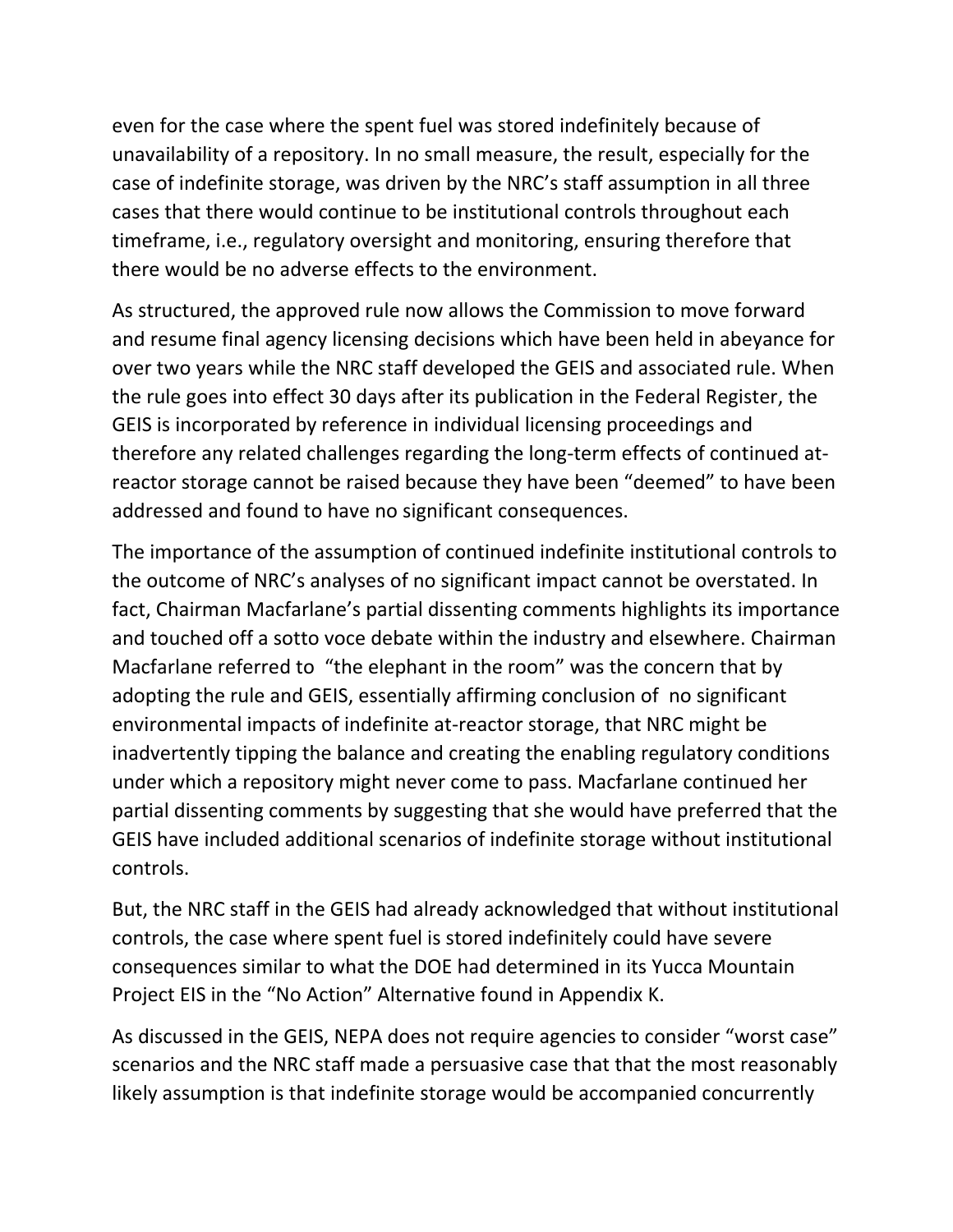even for the case where the spent fuel was stored indefinitely because of unavailability of a repository. In no small measure, the result, especially for the case of indefinite storage, was driven by the NRC's staff assumption in all three cases that there would continue to be institutional controls throughout each timeframe, i.e., regulatory oversight and monitoring, ensuring therefore that there would be no adverse effects to the environment.

As structured, the approved rule now allows the Commission to move forward and resume final agency licensing decisions which have been held in abeyance for over two years while the NRC staff developed the GEIS and associated rule. When the rule goes into effect 30 days after its publication in the Federal Register, the GEIS is incorporated by reference in individual licensing proceedings and therefore any related challenges regarding the long-term effects of continued at-reactor storage cannot be raised because they have been "deemed" to have been addressed and found to have no significant consequences.

The importance of the assumption of continued indefinite institutional controls to the outcome of NRC's analyses of no significant impact cannot be overstated. In fact, Chairman Macfarlane's partial dissenting comments highlights its importance and touched off a sotto voce debate within the industry and elsewhere. Chairman Macfarlane referred to "the elephant in the room" was the concern that by adopting the rule and GEIS, essentially affirming conclusion of no significant environmental impacts of indefinite at-reactor storage, that NRC might be inadvertently tipping the balance and creating the enabling regulatory conditions under which a repository might never come to pass. Macfarlane continued her partial dissenting comments by suggesting that she would have preferred that the GEIS have included additional scenarios of indefinite storage without institutional controls.

But, the NRC staff in the GEIS had already acknowledged that without institutional controls, the case where spent fuel is stored indefinitely could have severe consequences similar to what the DOE had determined in its Yucca Mountain Project EIS in the "No Action" Alternative found in Appendix K.

As discussed in the GEIS, NEPA does not require agencies to consider "worst case" scenarios and the NRC staff made a persuasive case that that the most reasonably likely assumption is that indefinite storage would be accompanied concurrently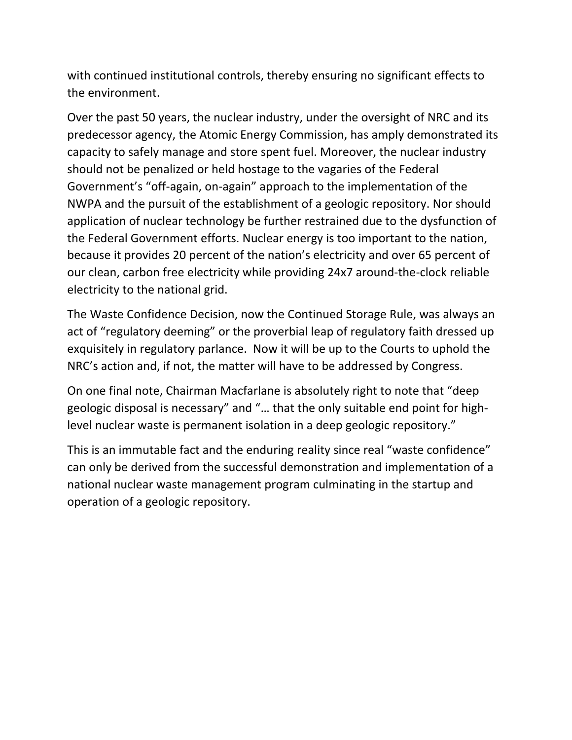with continued institutional controls, thereby ensuring no significant effects to the environment.

Over the past 50 years, the nuclear industry, under the oversight of NRC and its predecessor agency, the Atomic Energy Commission, has amply demonstrated its capacity to safely manage and store spent fuel. Moreover, the nuclear industry should not be penalized or held hostage to the vagaries of the Federal Government's "off-again, on-again" approach to the implementation of the NWPA and the pursuit of the establishment of a geologic repository. Nor should application of nuclear technology be further restrained due to the dysfunction of the Federal Government efforts. Nuclear energy is too important to the nation, because it provides 20 percent of the nation's electricity and over 65 percent of our clean, carbon free electricity while providing 24x7 around-the-clock reliable electricity to the national grid.

The Waste Confidence Decision, now the Continued Storage Rule, was always an act of "regulatory deeming" or the proverbial leap of regulatory faith dressed up exquisitely in regulatory parlance. Now it will be up to the Courts to uphold the NRC's action and, if not, the matter will have to be addressed by Congress.

On one final note, Chairman Macfarlane is absolutely right to note that "deep geologic disposal is necessary" and "… that the only suitable end point for high-level nuclear waste is permanent isolation in a deep geologic repository."

This is an immutable fact and the enduring reality since real "waste confidence" can only be derived from the successful demonstration and implementation of a national nuclear waste management program culminating in the startup and operation of a geologic repository.